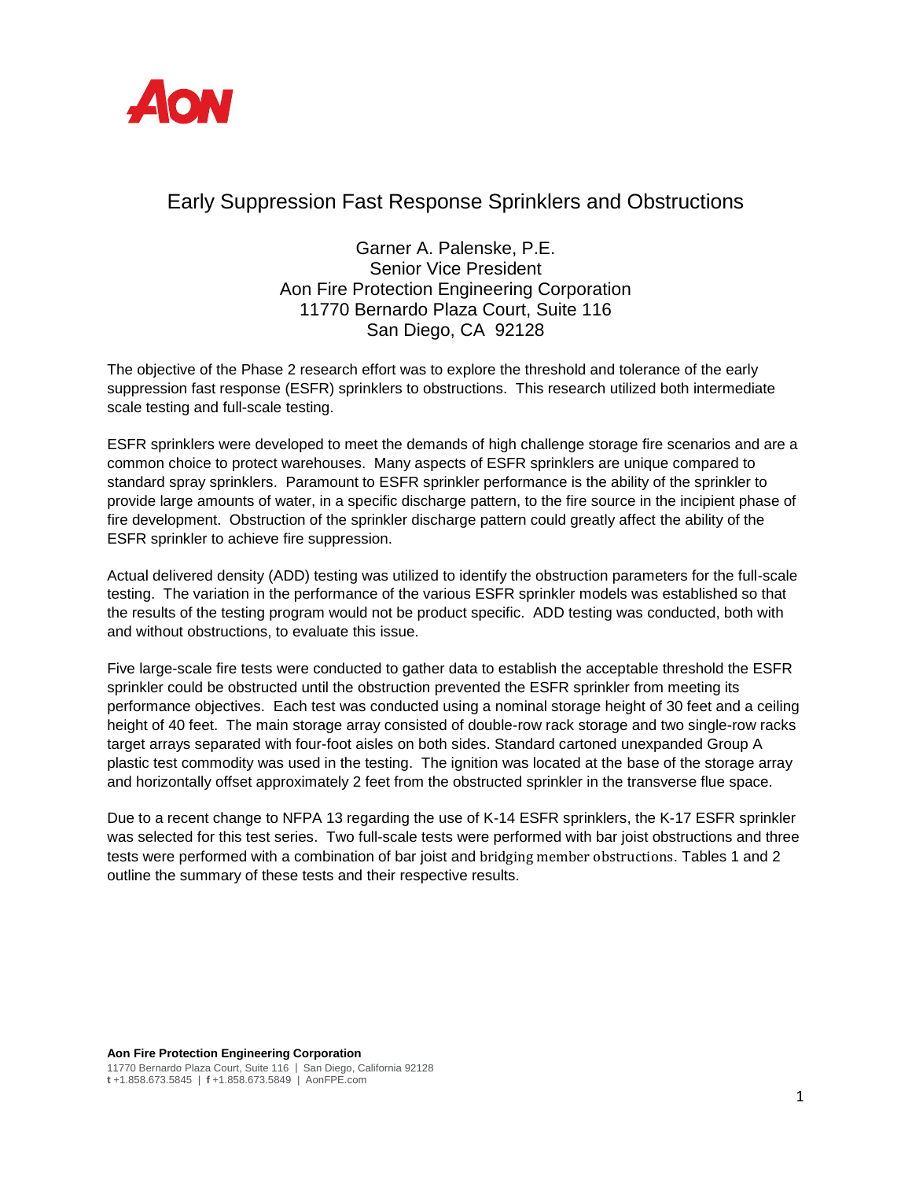# Early Suppression Fast Response Sprinklers and Obstructions

Garner A. Palenske, P.E.
Senior Vice President
Aon Fire Protection Engineering Corporation
11770 Bernardo Plaza Court, Suite 116
San Diego, CA 92128

The objective of the Phase 2 research effort was to explore the threshold and tolerance of the early suppression fast response (ESFR) sprinklers to obstructions. This research utilized both intermediate scale testing and full-scale testing.

ESFR sprinklers were developed to meet the demands of high challenge storage fire scenarios and are a common choice to protect warehouses. Many aspects of ESFR sprinklers are unique compared to standard spray sprinklers. Paramount to ESFR sprinkler performance is the ability of the sprinkler to provide large amounts of water, in a specific discharge pattern, to the fire source in the incipient phase of fire development. Obstruction of the sprinkler discharge pattern could greatly affect the ability of the ESFR sprinkler to achieve fire suppression.

Actual delivered density (ADD) testing was utilized to identify the obstruction parameters for the full-scale testing. The variation in the performance of the various ESFR sprinkler models was established so that the results of the testing program would not be product specific. ADD testing was conducted, both with and without obstructions, to evaluate this issue.

Five large-scale fire tests were conducted to gather data to establish the acceptable threshold the ESFR sprinkler could be obstructed until the obstruction prevented the ESFR sprinkler from meeting its performance objectives. Each test was conducted using a nominal storage height of 30 feet and a ceiling height of 40 feet. The main storage array consisted of double-row rack storage and two single-row racks target arrays separated with four-foot aisles on both sides. Standard cartoned unexpanded Group A plastic test commodity was used in the testing. The ignition was located at the base of the storage array and horizontally offset approximately 2 feet from the obstructed sprinkler in the transverse flue space.

Due to a recent change to NFPA 13 regarding the use of K-14 ESFR sprinklers, the K-17 ESFR sprinkler was selected for this test series. Two full-scale tests were performed with bar joist obstructions and three tests were performed with a combination of bar joist and bridging member obstructions. Tables 1 and 2 outline the summary of these tests and their respective results.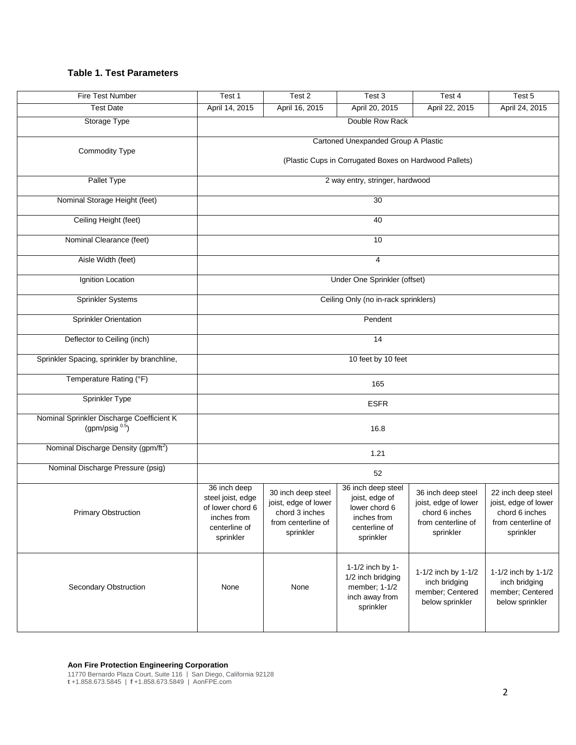### Table 1. Test Parameters

| Fire Test Number | Test 1 | Test 2 | Test 3 | Test 4 | Test 5 |
|---|---|---|---|---|---|
| Test Date | April 14, 2015 | April 16, 2015 | April 20, 2015 | April 22, 2015 | April 24, 2015 |
| Storage Type | Double Row Rack | | | | |
| Commodity Type | Cartoned Unexpanded Group A Plastic (Plastic Cups in Corrugated Boxes on Hardwood Pallets) | | | | |
| Pallet Type | 2 way entry, stringer, hardwood | | | | |
| Nominal Storage Height (feet) | 30 | | | | |
| Ceiling Height (feet) | 40 | | | | |
| Nominal Clearance (feet) | 10 | | | | |
| Aisle Width (feet) | 4 | | | | |
| Ignition Location | Under One Sprinkler (offset) | | | | |
| Sprinkler Systems | Ceiling Only (no in-rack sprinklers) | | | | |
| Sprinkler Orientation | Pendent | | | | |
| Deflector to Ceiling (inch) | 14 | | | | |
| Sprinkler Spacing, sprinkler by branchline, | 10 feet by 10 feet | | | | |
| Temperature Rating (°F) | 165 | | | | |
| Sprinkler Type | ESFR | | | | |
| Nominal Sprinkler Discharge Coefficient K (gpm/psig $^{0.5}$) | 16.8 | | | | |
| Nominal Discharge Density (gpm/ft$^2$) | 1.21 | | | | |
| Nominal Discharge Pressure (psig) | 52 | | | | |
| Primary Obstruction | 36 inch deep steel joist, edge of lower chord 6 inches from centerline of sprinkler | 30 inch deep steel joist, edge of lower chord 3 inches from centerline of sprinkler | 36 inch deep steel joist, edge of lower chord 6 inches from centerline of sprinkler | 36 inch deep steel joist, edge of lower chord 6 inches from centerline of sprinkler | 22 inch deep steel joist, edge of lower chord 6 inches from centerline of sprinkler |
| Secondary Obstruction | None | None | 1-1/2 inch by 1-1/2 inch bridging member; 1-1/2 inch away from sprinkler | 1-1/2 inch by 1-1/2 inch bridging member; Centered below sprinkler | 1-1/2 inch by 1-1/2 inch bridging member; Centered below sprinkler |

**Aon Fire Protection Engineering Corporation**
11770 Bernardo Plaza Court, Suite 116 | San Diego, California 92128
**t** +1.858.673.5845 | **f** +1.858.673.5849 | AonFPE.com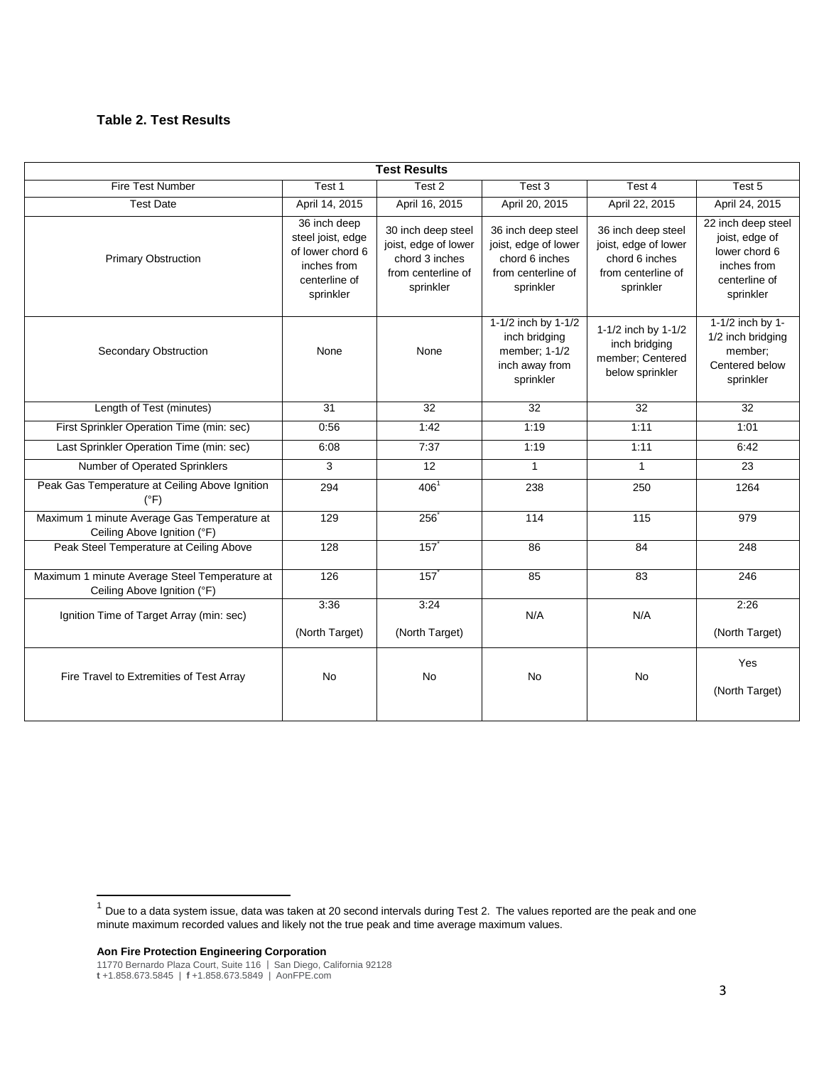**Table 2. Test Results**

| Test Results | | | | | |
|---|---|---|---|---|---|
| Fire Test Number | Test 1 | Test 2 | Test 3 | Test 4 | Test 5 |
| Test Date | April 14, 2015 | April 16, 2015 | April 20, 2015 | April 22, 2015 | April 24, 2015 |
| Primary Obstruction | 36 inch deep steel joist, edge of lower chord 6 inches from centerline of sprinkler | 30 inch deep steel joist, edge of lower chord 3 inches from centerline of sprinkler | 36 inch deep steel joist, edge of lower chord 6 inches from centerline of sprinkler | 36 inch deep steel joist, edge of lower chord 6 inches from centerline of sprinkler | 22 inch deep steel joist, edge of lower chord 6 inches from centerline of sprinkler |
| Secondary Obstruction | None | None | 1-1/2 inch by 1-1/2 inch bridging member; 1-1/2 inch away from sprinkler | 1-1/2 inch by 1-1/2 inch bridging member; Centered below sprinkler | 1-1/2 inch by 1-1/2 inch bridging member; Centered below sprinkler |
| Length of Test (minutes) | 31 | 32 | 32 | 32 | 32 |
| First Sprinkler Operation Time (min: sec) | 0:56 | 1:42 | 1:19 | 1:11 | 1:01 |
| Last Sprinkler Operation Time (min: sec) | 6:08 | 7:37 | 1:19 | 1:11 | 6:42 |
| Number of Operated Sprinklers | 3 | 12 | 1 | 1 | 23 |
| Peak Gas Temperature at Ceiling Above Ignition (°F) | 294 | 406[1] | 238 | 250 | 1264 |
| Maximum 1 minute Average Gas Temperature at Ceiling Above Ignition (°F) | 129 | 256* | 114 | 115 | 979 |
| Peak Steel Temperature at Ceiling Above | 128 | 157* | 86 | 84 | 248 |
| Maximum 1 minute Average Steel Temperature at Ceiling Above Ignition (°F) | 126 | 157* | 85 | 83 | 246 |
| Ignition Time of Target Array (min: sec) | 3:36 (North Target) | 3:24 (North Target) | N/A | N/A | 2:26 (North Target) |
| Fire Travel to Extremities of Test Array | No | No | No | No | Yes (North Target) |

[1] Due to a data system issue, data was taken at 20 second intervals during Test 2. The values reported are the peak and one minute maximum recorded values and likely not the true peak and time average maximum values.

**Aon Fire Protection Engineering Corporation**
11770 Bernardo Plaza Court, Suite 116 | San Diego, California 92128
**t** +1.858.673.5845 | **f** +1.858.673.5849 | AonFPE.com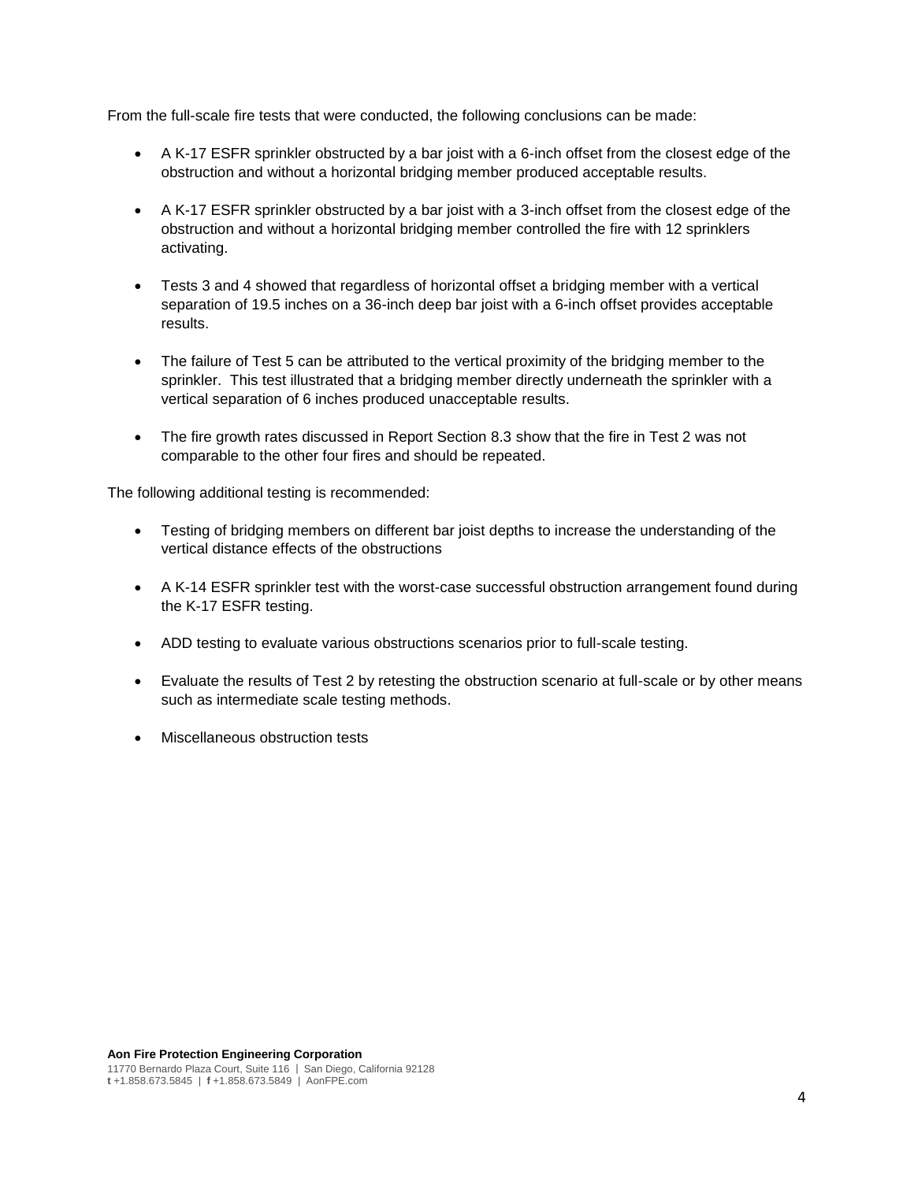From the full-scale fire tests that were conducted, the following conclusions can be made:

- A K-17 ESFR sprinkler obstructed by a bar joist with a 6-inch offset from the closest edge of the obstruction and without a horizontal bridging member produced acceptable results.
- A K-17 ESFR sprinkler obstructed by a bar joist with a 3-inch offset from the closest edge of the obstruction and without a horizontal bridging member controlled the fire with 12 sprinklers activating.
- Tests 3 and 4 showed that regardless of horizontal offset a bridging member with a vertical separation of 19.5 inches on a 36-inch deep bar joist with a 6-inch offset provides acceptable results.
- The failure of Test 5 can be attributed to the vertical proximity of the bridging member to the sprinkler. This test illustrated that a bridging member directly underneath the sprinkler with a vertical separation of 6 inches produced unacceptable results.
- The fire growth rates discussed in Report Section 8.3 show that the fire in Test 2 was not comparable to the other four fires and should be repeated.

The following additional testing is recommended:

- Testing of bridging members on different bar joist depths to increase the understanding of the vertical distance effects of the obstructions
- A K-14 ESFR sprinkler test with the worst-case successful obstruction arrangement found during the K-17 ESFR testing.
- ADD testing to evaluate various obstructions scenarios prior to full-scale testing.
- Evaluate the results of Test 2 by retesting the obstruction scenario at full-scale or by other means such as intermediate scale testing methods.
- Miscellaneous obstruction tests

**Aon Fire Protection Engineering Corporation**
11770 Bernardo Plaza Court, Suite 116 | San Diego, California 92128
**t** +1.858.673.5845 | **f** +1.858.673.5849 | AonFPE.com